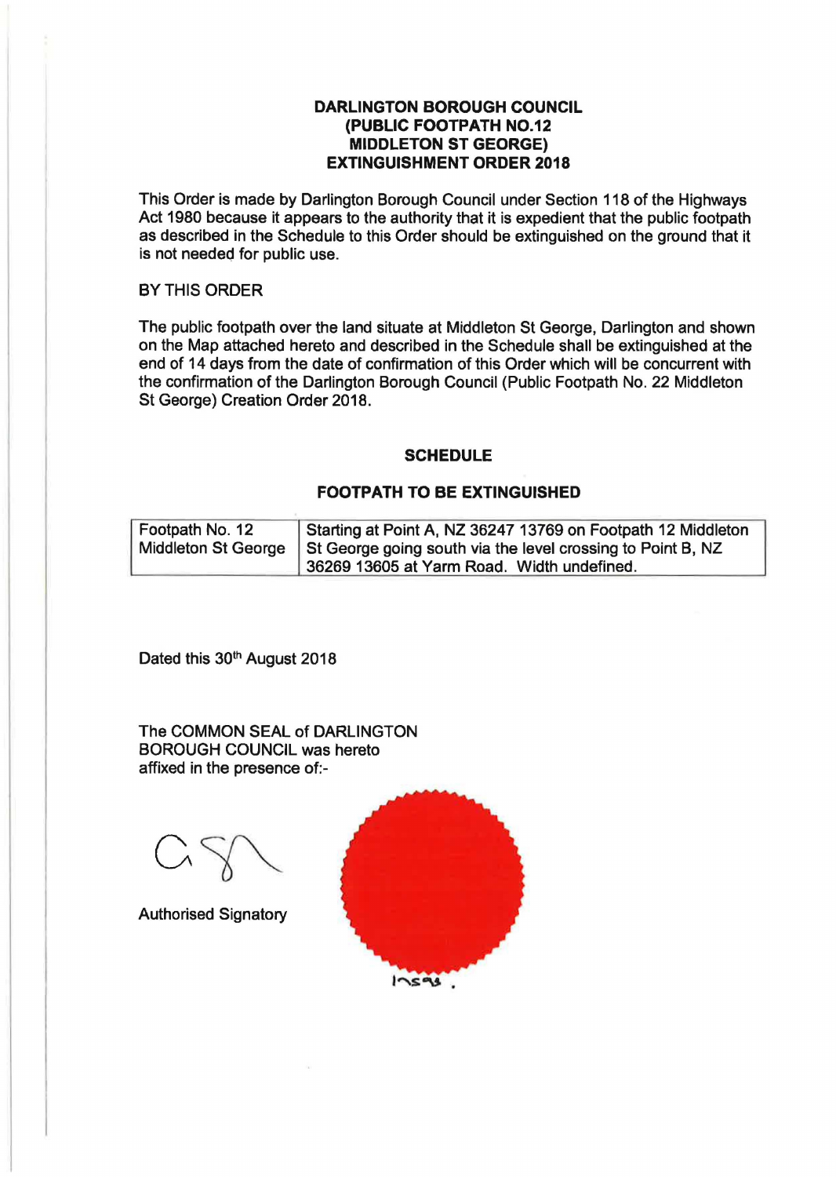# DARLINGTON BOROUGH COUNCIL (PUBLIC FOOTPATH NO.12 MIDDLETON ST GEORGE) EXTINGUISHMENT ORDER 2018

This Order is made by Darlington Borough Council under Section 118 of the Highways Act 1980 because it appears to the authority that it is expedient that the public footpath as described in the Schedule to this Order should be extinguished on the ground that it is not needed for public use.

BY THIS ORDER

The public footpath over the land situate at Middleton St George, Darlington and shown on the Map attached hereto and described in the Schedule shall be extinguished at the end of 14 days from the date of confirmation of this Order which will be concurrent with the confirmation of the Darlington Borough Council (Public Footpath No. 22 Middleton St George) Creation Order 2018.

## SCHEDULE

## FOOTPATH TO BE EXTINGUISHED

| | |
|---|---|
| Footpath No. 12 Middleton St George | Starting at Point A, NZ 36247 13769 on Footpath 12 Middleton St George going south via the level crossing to Point B, NZ 36269 13605 at Yarm Road. Width undefined. |

Dated this 30th August 2018

The COMMON SEAL of DARLINGTON BOROUGH COUNCIL was hereto affixed in the presence of:-

Authorised Signatory

1ɅS9B.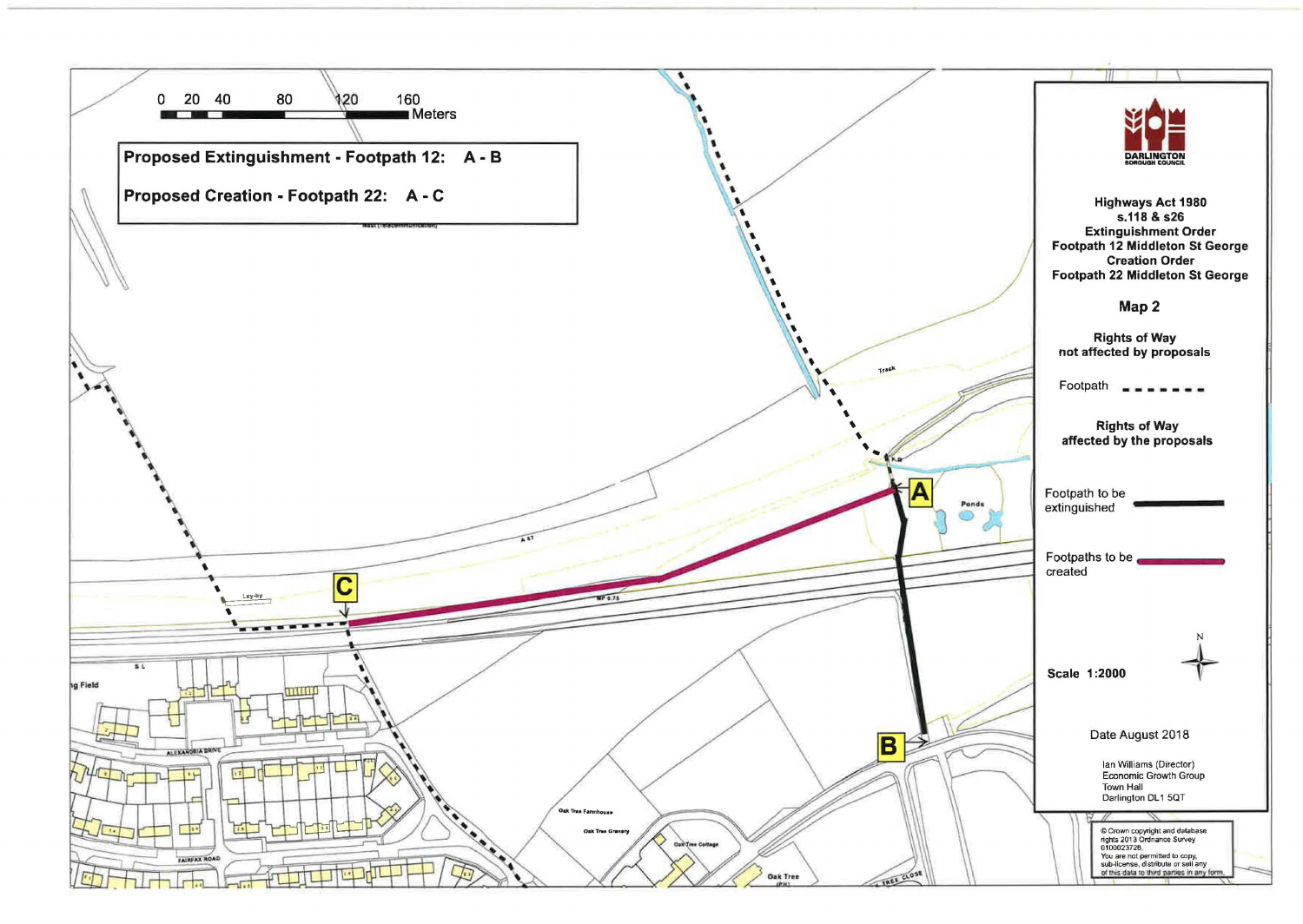0 20 40 80 120 160 Meters

**Proposed Extinguishment - Footpath 12: A - B**

**Proposed Creation - Footpath 22: A - C**

DARLINGTON BOROUGH COUNCIL

**Highways Act 1980**
**s.118 & s26**
**Extinguishment Order**
**Footpath 12 Middleton St George**
**Creation Order**
**Footpath 22 Middleton St George**

**Map 2**

**Rights of Way not affected by proposals**

Footpath

**Rights of Way affected by the proposals**

Footpath to be extinguished

Footpaths to be created

**Scale 1:2000**

Date August 2018

Ian Williams (Director)
Economic Growth Group
Town Hall
Darlington DL1 5QT

© Crown copyright and database rights 2013 Ordnance Survey 0100023728.
You are not permitted to copy, sub-license, distribute or sell any of this data to third parties in any form.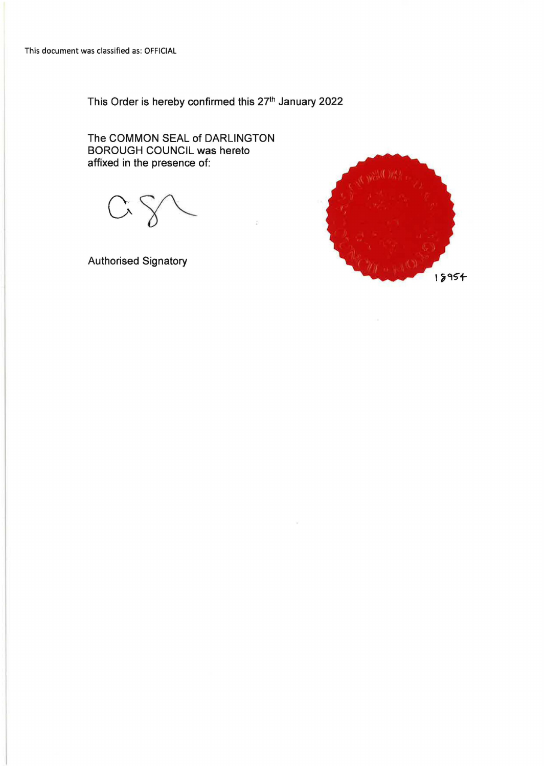This document was classified as: OFFICIAL

This Order is hereby confirmed this 27th January 2022

The COMMON SEAL of DARLINGTON BOROUGH COUNCIL was hereto affixed in the presence of:

Authorised Signatory

18954